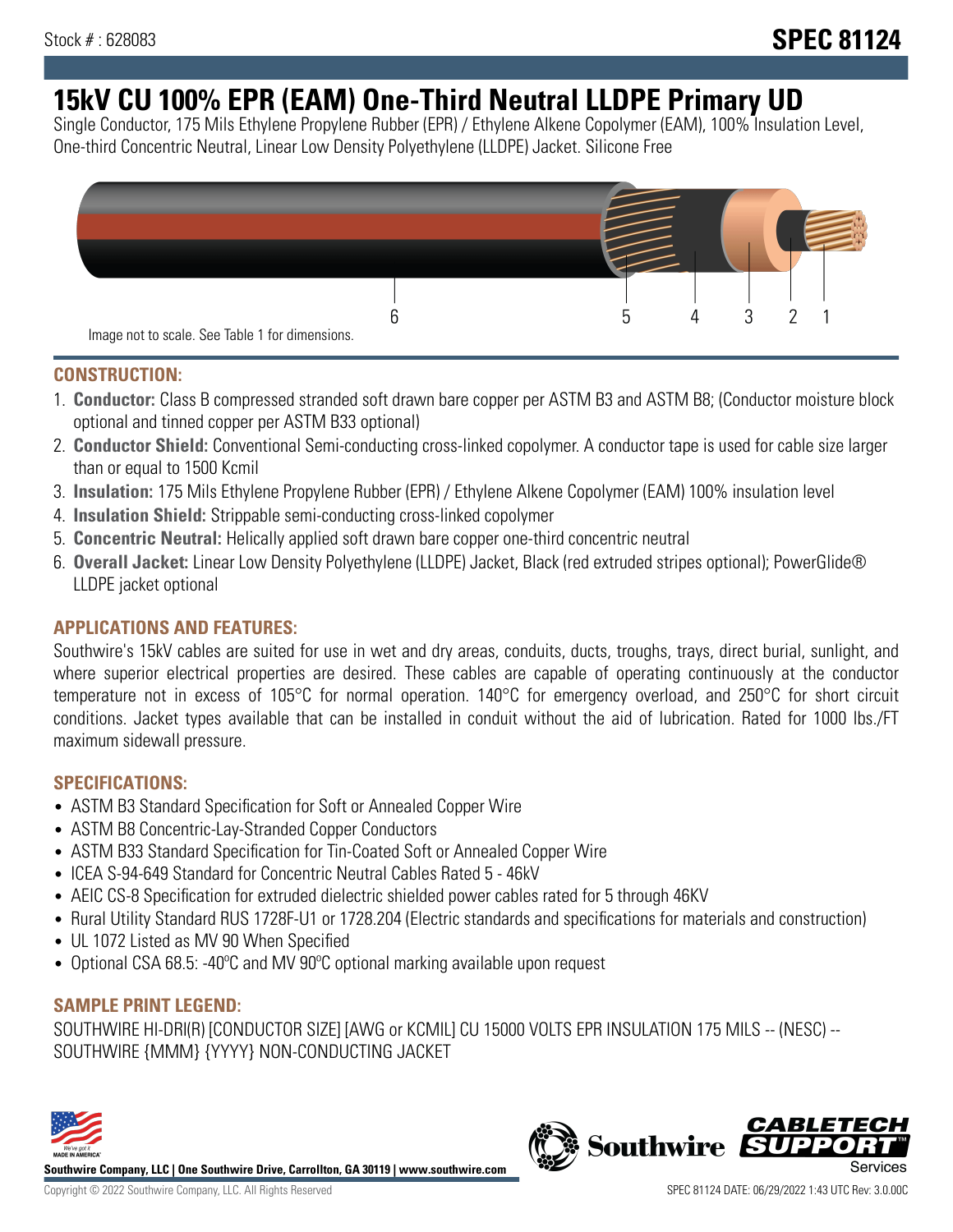Stock # : 628083

# SPEC 81124

# 15kV CU 100% EPR (EAM) One-Third Neutral LLDPE Primary UD

Single Conductor, 175 Mils Ethylene Propylene Rubber (EPR) / Ethylene Alkene Copolymer (EAM), 100% Insulation Level, One-third Concentric Neutral, Linear Low Density Polyethylene (LLDPE) Jacket. Silicone Free

6 5 4 3 2 1

Image not to scale. See Table 1 for dimensions.

## CONSTRUCTION:

1. **Conductor:** Class B compressed stranded soft drawn bare copper per ASTM B3 and ASTM B8; (Conductor moisture block optional and tinned copper per ASTM B33 optional)
2. **Conductor Shield:** Conventional Semi-conducting cross-linked copolymer. A conductor tape is used for cable size larger than or equal to 1500 Kcmil
3. **Insulation:** 175 Mils Ethylene Propylene Rubber (EPR) / Ethylene Alkene Copolymer (EAM) 100% insulation level
4. **Insulation Shield:** Strippable semi-conducting cross-linked copolymer
5. **Concentric Neutral:** Helically applied soft drawn bare copper one-third concentric neutral
6. **Overall Jacket:** Linear Low Density Polyethylene (LLDPE) Jacket, Black (red extruded stripes optional); PowerGlide® LLDPE jacket optional

## APPLICATIONS AND FEATURES:

Southwire's 15kV cables are suited for use in wet and dry areas, conduits, ducts, troughs, trays, direct burial, sunlight, and where superior electrical properties are desired. These cables are capable of operating continuously at the conductor temperature not in excess of 105°C for normal operation. 140°C for emergency overload, and 250°C for short circuit conditions. Jacket types available that can be installed in conduit without the aid of lubrication. Rated for 1000 lbs./FT maximum sidewall pressure.

## SPECIFICATIONS:

- ASTM B3 Standard Specification for Soft or Annealed Copper Wire
- ASTM B8 Concentric-Lay-Stranded Copper Conductors
- ASTM B33 Standard Specification for Tin-Coated Soft or Annealed Copper Wire
- ICEA S-94-649 Standard for Concentric Neutral Cables Rated 5 - 46kV
- AEIC CS-8 Specification for extruded dielectric shielded power cables rated for 5 through 46KV
- Rural Utility Standard RUS 1728F-U1 or 1728.204 (Electric standards and specifications for materials and construction)
- UL 1072 Listed as MV 90 When Specified
- Optional CSA 68.5: -40ºC and MV 90ºC optional marking available upon request

## SAMPLE PRINT LEGEND:

SOUTHWIRE HI-DRI(R) [CONDUCTOR SIZE] [AWG or KCMIL] CU 15000 VOLTS EPR INSULATION 175 MILS -- (NESC) -- SOUTHWIRE {MMM} {YYYY} NON-CONDUCTING JACKET

**Southwire Company, LLC | One Southwire Drive, Carrollton, GA 30119 | www.southwire.com**

Copyright © 2022 Southwire Company, LLC. All Rights Reserved

SPEC 81124 DATE: 06/29/2022 1:43 UTC Rev: 3.0.00C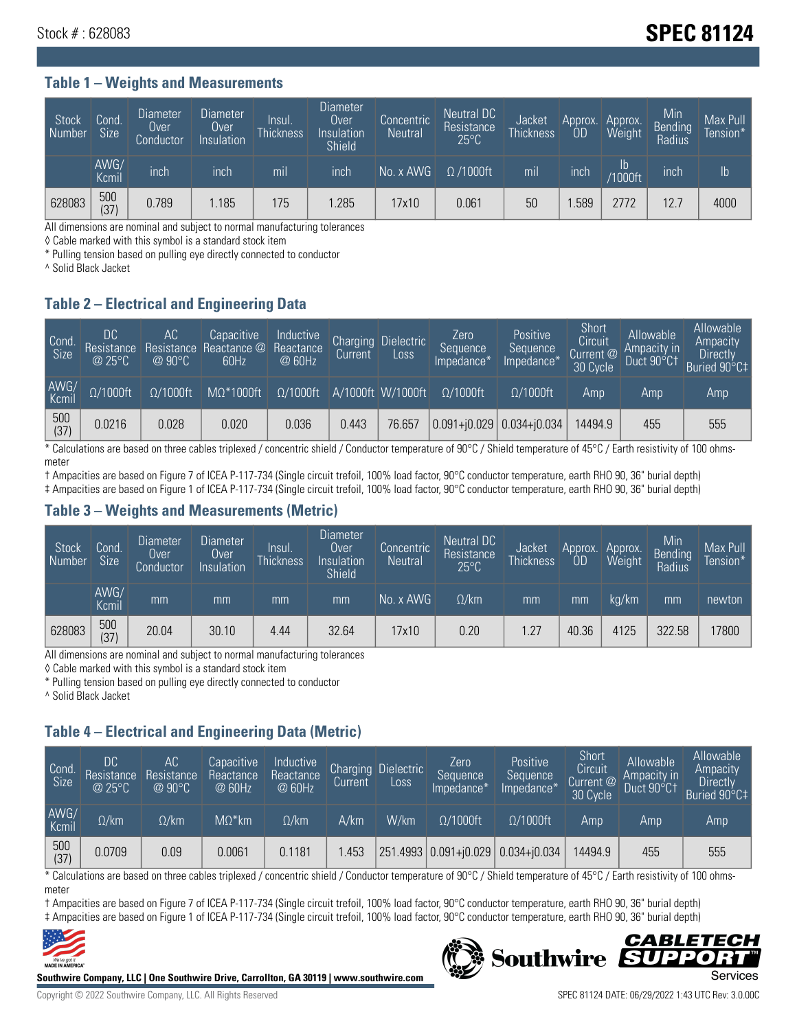Stock # : 628083

# SPEC 81124

## Table 1 – Weights and Measurements

| Stock Number | Cond. Size | Diameter Over Conductor | Diameter Over Insulation | Insul. Thickness | Diameter Over Insulation Shield | Concentric Neutral | Neutral DC Resistance 25°C | Jacket Thickness | Approx. OD | Approx. Weight | Min Bending Radius | Max Pull Tension* |
|---|---|---|---|---|---|---|---|---|---|---|---|---|
| | AWG/ Kcmil | inch | inch | mil | inch | No. x AWG | Ω /1000ft | mil | inch | lb /1000ft | inch | lb |
| 628083 | 500 (37) | 0.789 | 1.185 | 175 | 1.285 | 17x10 | 0.061 | 50 | 1.589 | 2772 | 12.7 | 4000 |

All dimensions are nominal and subject to normal manufacturing tolerances
◊ Cable marked with this symbol is a standard stock item
* Pulling tension based on pulling eye directly connected to conductor
^ Solid Black Jacket

## Table 2 – Electrical and Engineering Data

| Cond. Size | DC Resistance @ 25°C | AC Resistance @ 90°C | Capacitive Reactance @ 60Hz | Inductive Reactance @ 60Hz | Charging Current | Dielectric Loss | Zero Sequence Impedance* | Positive Sequence Impedance* | Short Circuit Current @ 30 Cycle | Allowable Ampacity in Duct 90°C† | Allowable Ampacity Directly Buried 90°C‡ |
|---|---|---|---|---|---|---|---|---|---|---|---|
| AWG/ Kcmil | Ω/1000ft | Ω/1000ft | MΩ*1000ft | Ω/1000ft | A/1000ft | W/1000ft | Ω/1000ft | Ω/1000ft | Amp | Amp | Amp |
| 500 (37) | 0.0216 | 0.028 | 0.020 | 0.036 | 0.443 | 76.657 | 0.091+j0.029 | 0.034+j0.034 | 14494.9 | 455 | 555 |

* Calculations are based on three cables triplexed / concentric shield / Conductor temperature of 90°C / Shield temperature of 45°C / Earth resistivity of 100 ohms-meter
† Ampacities are based on Figure 7 of ICEA P-117-734 (Single circuit trefoil, 100% load factor, 90°C conductor temperature, earth RHO 90, 36" burial depth)
‡ Ampacities are based on Figure 1 of ICEA P-117-734 (Single circuit trefoil, 100% load factor, 90°C conductor temperature, earth RHO 90, 36" burial depth)

## Table 3 – Weights and Measurements (Metric)

| Stock Number | Cond. Size | Diameter Over Conductor | Diameter Over Insulation | Insul. Thickness | Diameter Over Insulation Shield | Concentric Neutral | Neutral DC Resistance 25°C | Jacket Thickness | Approx. OD | Approx. Weight | Min Bending Radius | Max Pull Tension* |
|---|---|---|---|---|---|---|---|---|---|---|---|---|
| | AWG/ Kcmil | mm | mm | mm | mm | No. x AWG | Ω/km | mm | mm | kg/km | mm | newton |
| 628083 | 500 (37) | 20.04 | 30.10 | 4.44 | 32.64 | 17x10 | 0.20 | 1.27 | 40.36 | 4125 | 322.58 | 17800 |

All dimensions are nominal and subject to normal manufacturing tolerances
◊ Cable marked with this symbol is a standard stock item
* Pulling tension based on pulling eye directly connected to conductor
^ Solid Black Jacket

## Table 4 – Electrical and Engineering Data (Metric)

| Cond. Size | DC Resistance @ 25°C | AC Resistance @ 90°C | Capacitive Reactance @ 60Hz | Inductive Reactance @ 60Hz | Charging Current | Dielectric Loss | Zero Sequence Impedance* | Positive Sequence Impedance* | Short Circuit Current @ 30 Cycle | Allowable Ampacity in Duct 90°C† | Allowable Ampacity Directly Buried 90°C‡ |
|---|---|---|---|---|---|---|---|---|---|---|---|
| AWG/ Kcmil | Ω/km | Ω/km | MΩ*km | Ω/km | A/km | W/km | Ω/1000ft | Ω/1000ft | Amp | Amp | Amp |
| 500 (37) | 0.0709 | 0.09 | 0.0061 | 0.1181 | 1.453 | 251.4993 | 0.091+j0.029 | 0.034+j0.034 | 14494.9 | 455 | 555 |

* Calculations are based on three cables triplexed / concentric shield / Conductor temperature of 90°C / Shield temperature of 45°C / Earth resistivity of 100 ohms-meter
† Ampacities are based on Figure 7 of ICEA P-117-734 (Single circuit trefoil, 100% load factor, 90°C conductor temperature, earth RHO 90, 36" burial depth)
‡ Ampacities are based on Figure 1 of ICEA P-117-734 (Single circuit trefoil, 100% load factor, 90°C conductor temperature, earth RHO 90, 36" burial depth)

Southwire Company, LLC | One Southwire Drive, Carrollton, GA 30119 | www.southwire.com

Copyright © 2022 Southwire Company, LLC. All Rights Reserved

SPEC 81124 DATE: 06/29/2022 1:43 UTC Rev: 3.0.00C